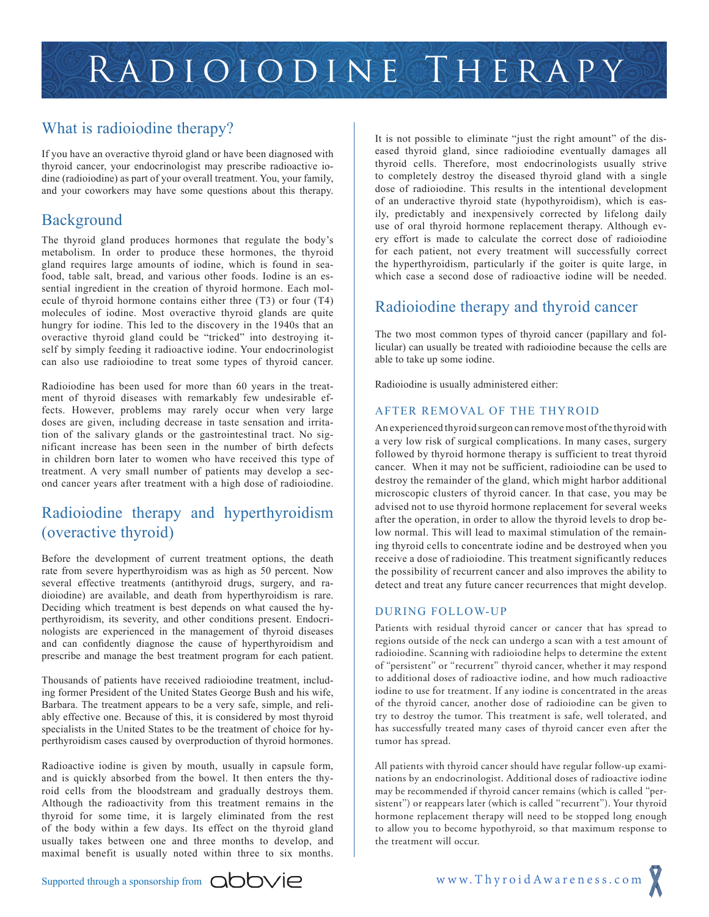# Radioiodine Therapy

## What is radioiodine therapy?

If you have an overactive thyroid gland or have been diagnosed with thyroid cancer, your endocrinologist may prescribe radioactive iodine (radioiodine) as part of your overall treatment. You, your family, and your coworkers may have some questions about this therapy.

## Background

The thyroid gland produces hormones that regulate the body's metabolism. In order to produce these hormones, the thyroid gland requires large amounts of iodine, which is found in seafood, table salt, bread, and various other foods. Iodine is an essential ingredient in the creation of thyroid hormone. Each molecule of thyroid hormone contains either three (T3) or four (T4) molecules of iodine. Most overactive thyroid glands are quite hungry for iodine. This led to the discovery in the 1940s that an overactive thyroid gland could be "tricked" into destroying itself by simply feeding it radioactive iodine. Your endocrinologist can also use radioiodine to treat some types of thyroid cancer.

Radioiodine has been used for more than 60 years in the treatment of thyroid diseases with remarkably few undesirable effects. However, problems may rarely occur when very large doses are given, including decrease in taste sensation and irritation of the salivary glands or the gastrointestinal tract. No significant increase has been seen in the number of birth defects in children born later to women who have received this type of treatment. A very small number of patients may develop a second cancer years after treatment with a high dose of radioiodine.

## Radioiodine therapy and hyperthyroidism (overactive thyroid)

Before the development of current treatment options, the death rate from severe hyperthyroidism was as high as 50 percent. Now several effective treatments (antithyroid drugs, surgery, and radioiodine) are available, and death from hyperthyroidism is rare. Deciding which treatment is best depends on what caused the hyperthyroidism, its severity, and other conditions present. Endocrinologists are experienced in the management of thyroid diseases and can confidently diagnose the cause of hyperthyroidism and prescribe and manage the best treatment program for each patient.

Thousands of patients have received radioiodine treatment, including former President of the United States George Bush and his wife, Barbara. The treatment appears to be a very safe, simple, and reliably effective one. Because of this, it is considered by most thyroid specialists in the United States to be the treatment of choice for hyperthyroidism cases caused by overproduction of thyroid hormones.

Radioactive iodine is given by mouth, usually in capsule form, and is quickly absorbed from the bowel. It then enters the thyroid cells from the bloodstream and gradually destroys them. Although the radioactivity from this treatment remains in the thyroid for some time, it is largely eliminated from the rest of the body within a few days. Its effect on the thyroid gland usually takes between one and three months to develop, and maximal benefit is usually noted within three to six months.

It is not possible to eliminate "just the right amount" of the diseased thyroid gland, since radioiodine eventually damages all thyroid cells. Therefore, most endocrinologists usually strive to completely destroy the diseased thyroid gland with a single dose of radioiodine. This results in the intentional development of an underactive thyroid state (hypothyroidism), which is easily, predictably and inexpensively corrected by lifelong daily use of oral thyroid hormone replacement therapy. Although every effort is made to calculate the correct dose of radioiodine for each patient, not every treatment will successfully correct the hyperthyroidism, particularly if the goiter is quite large, in which case a second dose of radioactive iodine will be needed.

## Radioiodine therapy and thyroid cancer

The two most common types of thyroid cancer (papillary and follicular) can usually be treated with radioiodine because the cells are able to take up some iodine.

Radioiodine is usually administered either:

### AFTER REMOVAL OF THE THYROID

An experienced thyroid surgeon can remove most of the thyroid with a very low risk of surgical complications. In many cases, surgery followed by thyroid hormone therapy is sufficient to treat thyroid cancer. When it may not be sufficient, radioiodine can be used to destroy the remainder of the gland, which might harbor additional microscopic clusters of thyroid cancer. In that case, you may be advised not to use thyroid hormone replacement for several weeks after the operation, in order to allow the thyroid levels to drop below normal. This will lead to maximal stimulation of the remaining thyroid cells to concentrate iodine and be destroyed when you receive a dose of radioiodine. This treatment significantly reduces the possibility of recurrent cancer and also improves the ability to detect and treat any future cancer recurrences that might develop.

### DURING FOLLOW-UP

Patients with residual thyroid cancer or cancer that has spread to regions outside of the neck can undergo a scan with a test amount of radioiodine. Scanning with radioiodine helps to determine the extent of "persistent" or "recurrent" thyroid cancer, whether it may respond to additional doses of radioactive iodine, and how much radioactive iodine to use for treatment. If any iodine is concentrated in the areas of the thyroid cancer, another dose of radioiodine can be given to try to destroy the tumor. This treatment is safe, well tolerated, and has successfully treated many cases of thyroid cancer even after the tumor has spread.

All patients with thyroid cancer should have regular follow-up examinations by an endocrinologist. Additional doses of radioactive iodine may be recommended if thyroid cancer remains (which is called "persistent") or reappears later (which is called "recurrent"). Your thyroid hormone replacement therapy will need to be stopped long enough to allow you to become hypothyroid, so that maximum response to the treatment will occur.

Supported through a sponsorship from abbvie

www.ThyroidAwareness.com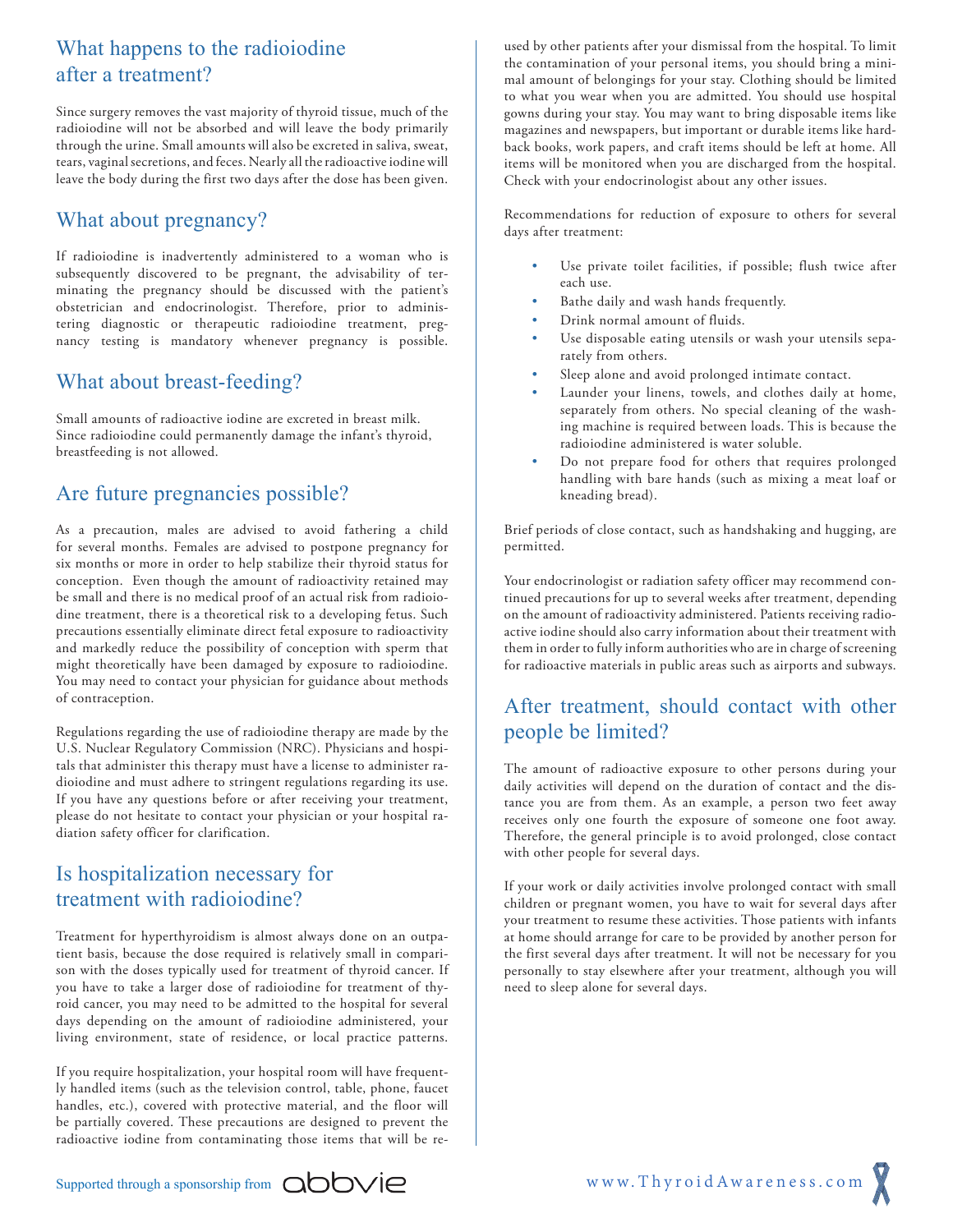## What happens to the radioiodine after a treatment?

Since surgery removes the vast majority of thyroid tissue, much of the radioiodine will not be absorbed and will leave the body primarily through the urine. Small amounts will also be excreted in saliva, sweat, tears, vaginal secretions, and feces. Nearly all the radioactive iodine will leave the body during the first two days after the dose has been given.

## What about pregnancy?

If radioiodine is inadvertently administered to a woman who is subsequently discovered to be pregnant, the advisability of terminating the pregnancy should be discussed with the patient's obstetrician and endocrinologist. Therefore, prior to administering diagnostic or therapeutic radioiodine treatment, pregnancy testing is mandatory whenever pregnancy is possible.

## What about breast-feeding?

Small amounts of radioactive iodine are excreted in breast milk. Since radioiodine could permanently damage the infant's thyroid, breastfeeding is not allowed.

## Are future pregnancies possible?

As a precaution, males are advised to avoid fathering a child for several months. Females are advised to postpone pregnancy for six months or more in order to help stabilize their thyroid status for conception. Even though the amount of radioactivity retained may be small and there is no medical proof of an actual risk from radioiodine treatment, there is a theoretical risk to a developing fetus. Such precautions essentially eliminate direct fetal exposure to radioactivity and markedly reduce the possibility of conception with sperm that might theoretically have been damaged by exposure to radioiodine. You may need to contact your physician for guidance about methods of contraception.

Regulations regarding the use of radioiodine therapy are made by the U.S. Nuclear Regulatory Commission (NRC). Physicians and hospitals that administer this therapy must have a license to administer radioiodine and must adhere to stringent regulations regarding its use. If you have any questions before or after receiving your treatment, please do not hesitate to contact your physician or your hospital radiation safety officer for clarification.

## Is hospitalization necessary for treatment with radioiodine?

Treatment for hyperthyroidism is almost always done on an outpatient basis, because the dose required is relatively small in comparison with the doses typically used for treatment of thyroid cancer. If you have to take a larger dose of radioiodine for treatment of thyroid cancer, you may need to be admitted to the hospital for several days depending on the amount of radioiodine administered, your living environment, state of residence, or local practice patterns.

If you require hospitalization, your hospital room will have frequently handled items (such as the television control, table, phone, faucet handles, etc.), covered with protective material, and the floor will be partially covered. These precautions are designed to prevent the radioactive iodine from contaminating those items that will be reused by other patients after your dismissal from the hospital. To limit the contamination of your personal items, you should bring a minimal amount of belongings for your stay. Clothing should be limited to what you wear when you are admitted. You should use hospital gowns during your stay. You may want to bring disposable items like magazines and newspapers, but important or durable items like hardback books, work papers, and craft items should be left at home. All items will be monitored when you are discharged from the hospital. Check with your endocrinologist about any other issues.

Recommendations for reduction of exposure to others for several days after treatment:

- Use private toilet facilities, if possible; flush twice after each use.
- Bathe daily and wash hands frequently.
- Drink normal amount of fluids.
- Use disposable eating utensils or wash your utensils separately from others.
- Sleep alone and avoid prolonged intimate contact.
- Launder your linens, towels, and clothes daily at home, separately from others. No special cleaning of the washing machine is required between loads. This is because the radioiodine administered is water soluble.
- Do not prepare food for others that requires prolonged handling with bare hands (such as mixing a meat loaf or kneading bread).

Brief periods of close contact, such as handshaking and hugging, are permitted.

Your endocrinologist or radiation safety officer may recommend continued precautions for up to several weeks after treatment, depending on the amount of radioactivity administered. Patients receiving radioactive iodine should also carry information about their treatment with them in order to fully inform authorities who are in charge of screening for radioactive materials in public areas such as airports and subways.

## After treatment, should contact with other people be limited?

The amount of radioactive exposure to other persons during your daily activities will depend on the duration of contact and the distance you are from them. As an example, a person two feet away receives only one fourth the exposure of someone one foot away. Therefore, the general principle is to avoid prolonged, close contact with other people for several days.

If your work or daily activities involve prolonged contact with small children or pregnant women, you have to wait for several days after your treatment to resume these activities. Those patients with infants at home should arrange for care to be provided by another person for the first several days after treatment. It will not be necessary for you personally to stay elsewhere after your treatment, although you will need to sleep alone for several days.

Supported through a sponsorship from abbvie

www.ThyroidAwareness.com